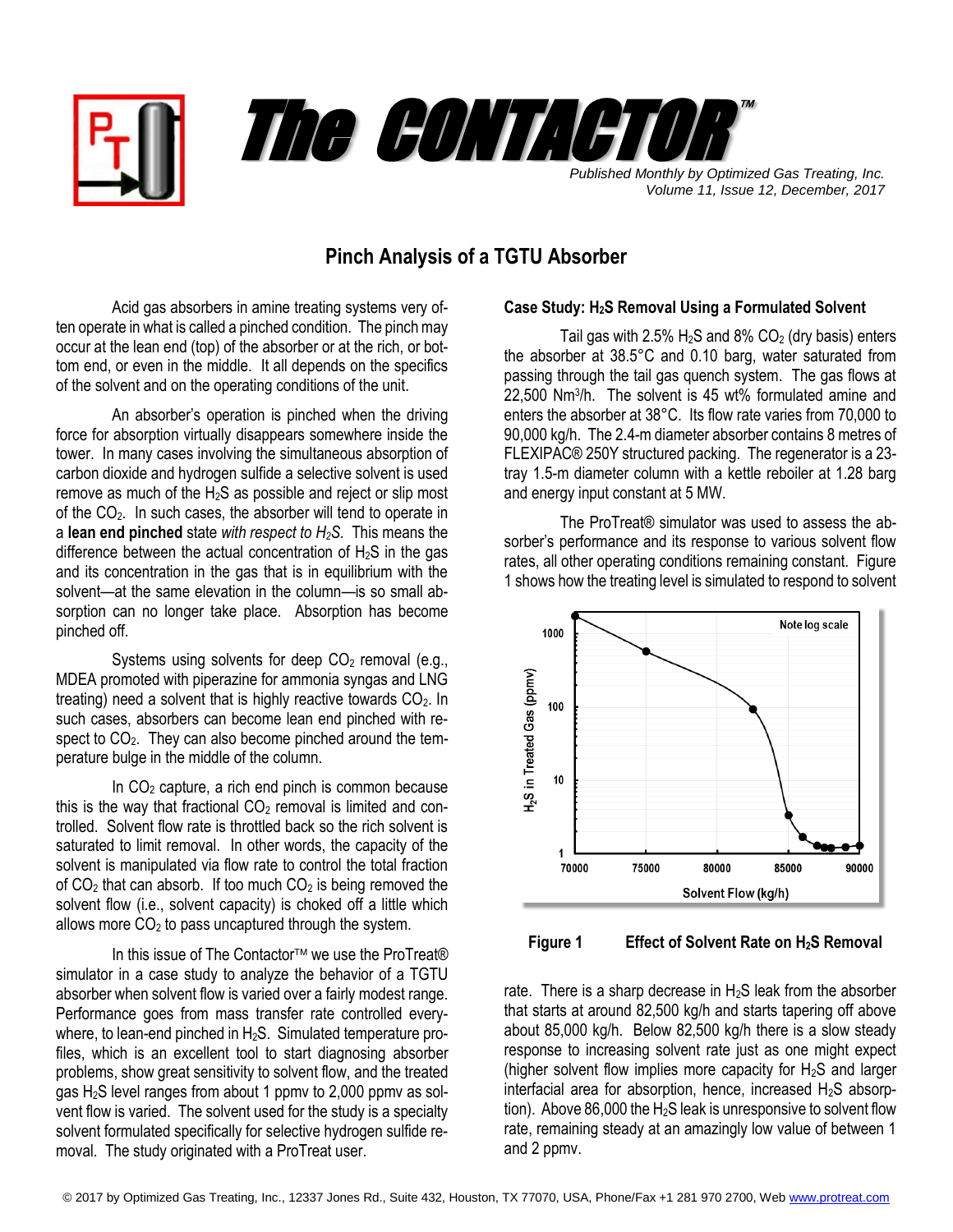# The CONTACTOR™

*Published Monthly by Optimized Gas Treating, Inc.*
*Volume 11, Issue 12, December, 2017*

## Pinch Analysis of a TGTU Absorber

Acid gas absorbers in amine treating systems very often operate in what is called a pinched condition. The pinch may occur at the lean end (top) of the absorber or at the rich, or bottom end, or even in the middle. It all depends on the specifics of the solvent and on the operating conditions of the unit.

An absorber's operation is pinched when the driving force for absorption virtually disappears somewhere inside the tower. In many cases involving the simultaneous absorption of carbon dioxide and hydrogen sulfide a selective solvent is used remove as much of the $H_2S$ as possible and reject or slip most of the $CO_2$. In such cases, the absorber will tend to operate in a **lean end pinched** state *with respect to $H_2S$*. This means the difference between the actual concentration of $H_2S$ in the gas and its concentration in the gas that is in equilibrium with the solvent—at the same elevation in the column—is so small absorption can no longer take place. Absorption has become pinched off.

Systems using solvents for deep $CO_2$ removal (e.g., MDEA promoted with piperazine for ammonia syngas and LNG treating) need a solvent that is highly reactive towards $CO_2$. In such cases, absorbers can become lean end pinched with respect to $CO_2$. They can also become pinched around the temperature bulge in the middle of the column.

In $CO_2$ capture, a rich end pinch is common because this is the way that fractional $CO_2$ removal is limited and controlled. Solvent flow rate is throttled back so the rich solvent is saturated to limit removal. In other words, the capacity of the solvent is manipulated via flow rate to control the total fraction of $CO_2$ that can absorb. If too much $CO_2$ is being removed the solvent flow (i.e., solvent capacity) is choked off a little which allows more $CO_2$ to pass uncaptured through the system.

In this issue of The Contactor™ we use the ProTreat® simulator in a case study to analyze the behavior of a TGTU absorber when solvent flow is varied over a fairly modest range. Performance goes from mass transfer rate controlled everywhere, to lean-end pinched in $H_2S$. Simulated temperature profiles, which is an excellent tool to start diagnosing absorber problems, show great sensitivity to solvent flow, and the treated gas $H_2S$ level ranges from about 1 ppmv to 2,000 ppmv as solvent flow is varied. The solvent used for the study is a specialty solvent formulated specifically for selective hydrogen sulfide removal. The study originated with a ProTreat user.

### Case Study: $H_2S$ Removal Using a Formulated Solvent

Tail gas with 2.5% $H_2S$ and 8% $CO_2$ (dry basis) enters the absorber at 38.5°C and 0.10 barg, water saturated from passing through the tail gas quench system. The gas flows at 22,500 Nm³/h. The solvent is 45 wt% formulated amine and enters the absorber at 38°C. Its flow rate varies from 70,000 to 90,000 kg/h. The 2.4-m diameter absorber contains 8 metres of FLEXIPAC® 250Y structured packing. The regenerator is a 23-tray 1.5-m diameter column with a kettle reboiler at 1.28 barg and energy input constant at 5 MW.

The ProTreat® simulator was used to assess the absorber's performance and its response to various solvent flow rates, all other operating conditions remaining constant. Figure 1 shows how the treating level is simulated to respond to solvent rate. There is a sharp decrease in $H_2S$ leak from the absorber that starts at around 82,500 kg/h and starts tapering off above about 85,000 kg/h. Below 82,500 kg/h there is a slow steady response to increasing solvent rate just as one might expect (higher solvent flow implies more capacity for $H_2S$ and larger interfacial area for absorption, hence, increased $H_2S$ absorption). Above 86,000 the $H_2S$ leak is unresponsive to solvent flow rate, remaining steady at an amazingly low value of between 1 and 2 ppmv.

**Figure 1 Effect of Solvent Rate on $H_2S$ Removal**

© 2017 by Optimized Gas Treating, Inc., 12337 Jones Rd., Suite 432, Houston, TX 77070, USA, Phone/Fax +1 281 970 2700, Web www.protreat.com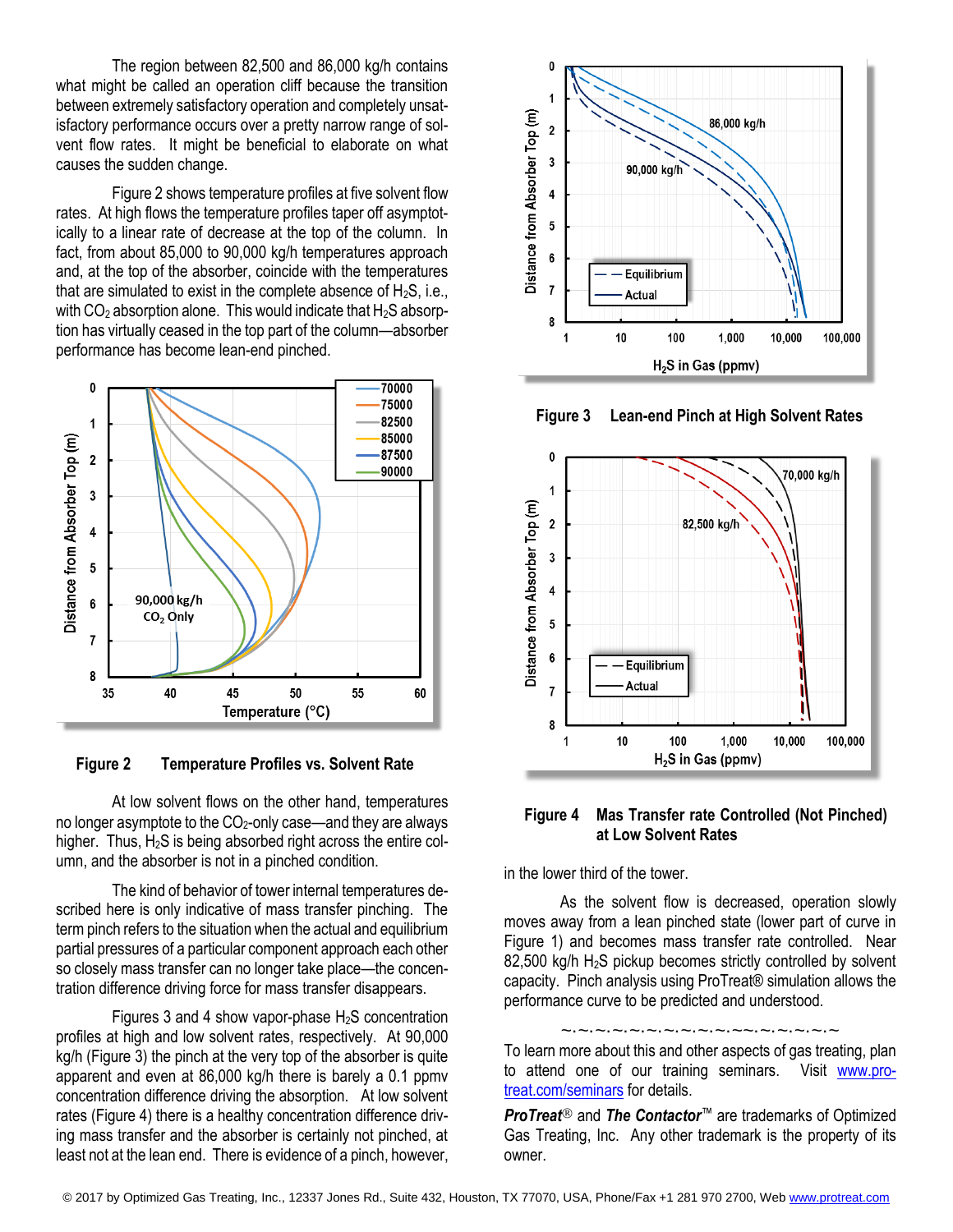The region between 82,500 and 86,000 kg/h contains what might be called an operation cliff because the transition between extremely satisfactory operation and completely unsatisfactory performance occurs over a pretty narrow range of solvent flow rates. It might be beneficial to elaborate on what causes the sudden change.

Figure 2 shows temperature profiles at five solvent flow rates. At high flows the temperature profiles taper off asymptotically to a linear rate of decrease at the top of the column. In fact, from about 85,000 to 90,000 kg/h temperatures approach and, at the top of the absorber, coincide with the temperatures that are simulated to exist in the complete absence of $H_2S$, i.e., with $CO_2$ absorption alone. This would indicate that $H_2S$ absorption has virtually ceased in the top part of the column—absorber performance has become lean-end pinched.

Distance from Absorber Top (m)
Temperature (°C)
70000
75000
82500
85000
87500
90000
90,000 kg/h
$CO_2$ Only

**Figure 2 Temperature Profiles vs. Solvent Rate**

At low solvent flows on the other hand, temperatures no longer asymptote to the $CO_2$-only case—and they are always higher. Thus, $H_2S$ is being absorbed right across the entire column, and the absorber is not in a pinched condition.

The kind of behavior of tower internal temperatures described here is only indicative of mass transfer pinching. The term pinch refers to the situation when the actual and equilibrium partial pressures of a particular component approach each other so closely mass transfer can no longer take place—the concentration difference driving force for mass transfer disappears.

Figures 3 and 4 show vapor-phase $H_2S$ concentration profiles at high and low solvent rates, respectively. At 90,000 kg/h (Figure 3) the pinch at the very top of the absorber is quite apparent and even at 86,000 kg/h there is barely a 0.1 ppmv concentration difference driving the absorption. At low solvent rates (Figure 4) there is a healthy concentration difference driving mass transfer and the absorber is certainly not pinched, at least not at the lean end. There is evidence of a pinch, however,

Distance from Absorber Top (m)
$H_2S$ in Gas (ppmv)
86,000 kg/h
90,000 kg/h
Equilibrium
Actual

**Figure 3 Lean-end Pinch at High Solvent Rates**

Distance from Absorber Top (m)
$H_2S$ in Gas (ppmv)
70,000 kg/h
82,500 kg/h
Equilibrium
Actual

**Figure 4 Mas Transfer rate Controlled (Not Pinched) at Low Solvent Rates**

in the lower third of the tower.

As the solvent flow is decreased, operation slowly moves away from a lean pinched state (lower part of curve in Figure 1) and becomes mass transfer rate controlled. Near 82,500 kg/h $H_2S$ pickup becomes strictly controlled by solvent capacity. Pinch analysis using ProTreat® simulation allows the performance curve to be predicted and understood.

~.~.~.~.~.~.~.~.~.~.~.~~.~.~.~.~.~.~

To learn more about this and other aspects of gas treating, plan to attend one of our training seminars. Visit www.protreat.com/seminars for details.

***ProTreat***® and ***The Contactor***™ are trademarks of Optimized Gas Treating, Inc. Any other trademark is the property of its owner.

© 2017 by Optimized Gas Treating, Inc., 12337 Jones Rd., Suite 432, Houston, TX 77070, USA, Phone/Fax +1 281 970 2700, Web www.protreat.com